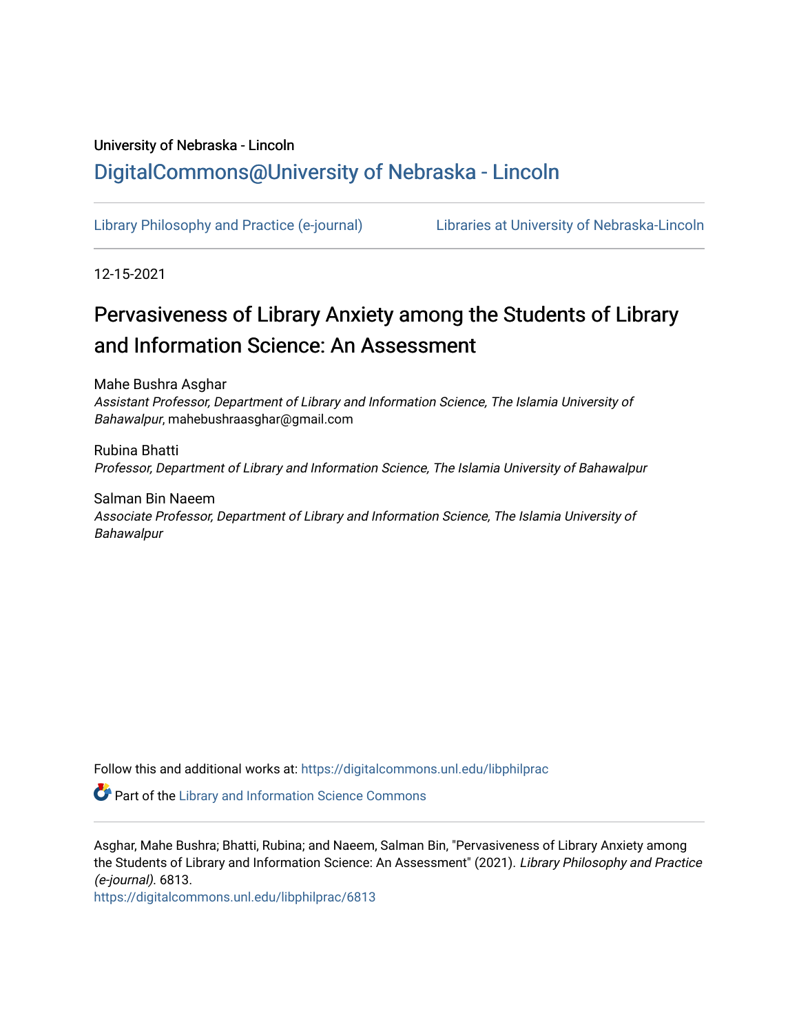University of Nebraska - Lincoln

## DigitalCommons@University of Nebraska - Lincoln

Library Philosophy and Practice (e-journal) | Libraries at University of Nebraska-Lincoln

12-15-2021

# Pervasiveness of Library Anxiety among the Students of Library and Information Science: An Assessment

Mahe Bushra Asghar
*Assistant Professor, Department of Library and Information Science, The Islamia University of Bahawalpur*, mahebushraasghar@gmail.com

Rubina Bhatti
*Professor, Department of Library and Information Science, The Islamia University of Bahawalpur*

Salman Bin Naeem
*Associate Professor, Department of Library and Information Science, The Islamia University of Bahawalpur*

Follow this and additional works at: https://digitalcommons.unl.edu/libphilprac

Part of the Library and Information Science Commons

Asghar, Mahe Bushra; Bhatti, Rubina; and Naeem, Salman Bin, "Pervasiveness of Library Anxiety among the Students of Library and Information Science: An Assessment" (2021). *Library Philosophy and Practice (e-journal)*. 6813.
https://digitalcommons.unl.edu/libphilprac/6813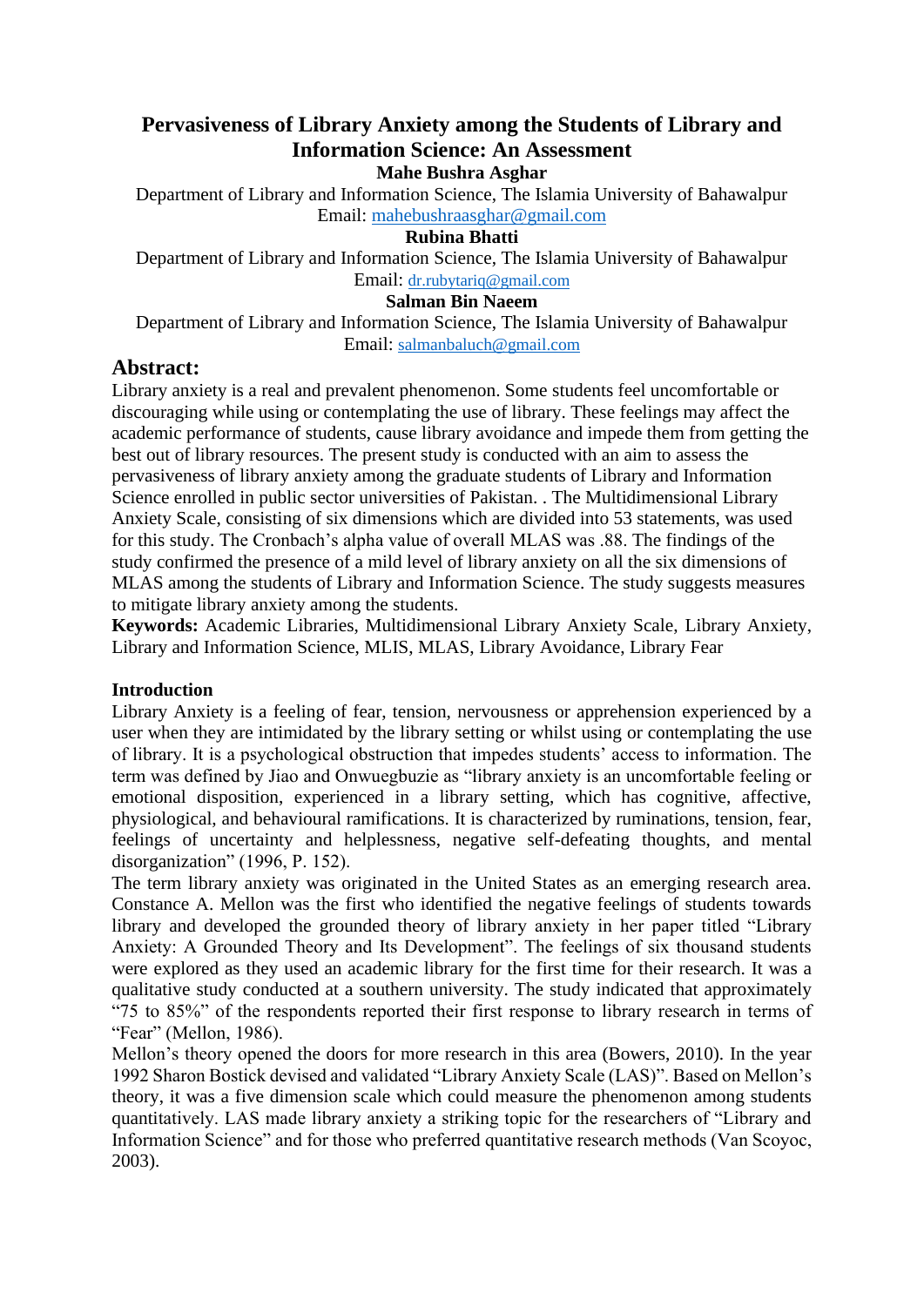# Pervasiveness of Library Anxiety among the Students of Library and Information Science: An Assessment

**Mahe Bushra Asghar**

Department of Library and Information Science, The Islamia University of Bahawalpur
Email: mahebushraasghar@gmail.com

**Rubina Bhatti**

Department of Library and Information Science, The Islamia University of Bahawalpur
Email: dr.rubytariq@gmail.com

**Salman Bin Naeem**

Department of Library and Information Science, The Islamia University of Bahawalpur
Email: salmanbaluch@gmail.com

## Abstract:

Library anxiety is a real and prevalent phenomenon. Some students feel uncomfortable or discouraging while using or contemplating the use of library. These feelings may affect the academic performance of students, cause library avoidance and impede them from getting the best out of library resources. The present study is conducted with an aim to assess the pervasiveness of library anxiety among the graduate students of Library and Information Science enrolled in public sector universities of Pakistan. . The Multidimensional Library Anxiety Scale, consisting of six dimensions which are divided into 53 statements, was used for this study. The Cronbach's alpha value of overall MLAS was .88. The findings of the study confirmed the presence of a mild level of library anxiety on all the six dimensions of MLAS among the students of Library and Information Science. The study suggests measures to mitigate library anxiety among the students.

**Keywords:** Academic Libraries, Multidimensional Library Anxiety Scale, Library Anxiety, Library and Information Science, MLIS, MLAS, Library Avoidance, Library Fear

### Introduction

Library Anxiety is a feeling of fear, tension, nervousness or apprehension experienced by a user when they are intimidated by the library setting or whilst using or contemplating the use of library. It is a psychological obstruction that impedes students' access to information. The term was defined by Jiao and Onwuegbuzie as "library anxiety is an uncomfortable feeling or emotional disposition, experienced in a library setting, which has cognitive, affective, physiological, and behavioural ramifications. It is characterized by ruminations, tension, fear, feelings of uncertainty and helplessness, negative self-defeating thoughts, and mental disorganization" (1996, P. 152).

The term library anxiety was originated in the United States as an emerging research area. Constance A. Mellon was the first who identified the negative feelings of students towards library and developed the grounded theory of library anxiety in her paper titled "Library Anxiety: A Grounded Theory and Its Development". The feelings of six thousand students were explored as they used an academic library for the first time for their research. It was a qualitative study conducted at a southern university. The study indicated that approximately "75 to 85%" of the respondents reported their first response to library research in terms of "Fear" (Mellon, 1986).

Mellon's theory opened the doors for more research in this area (Bowers, 2010). In the year 1992 Sharon Bostick devised and validated "Library Anxiety Scale (LAS)". Based on Mellon's theory, it was a five dimension scale which could measure the phenomenon among students quantitatively. LAS made library anxiety a striking topic for the researchers of "Library and Information Science" and for those who preferred quantitative research methods (Van Scoyoc, 2003).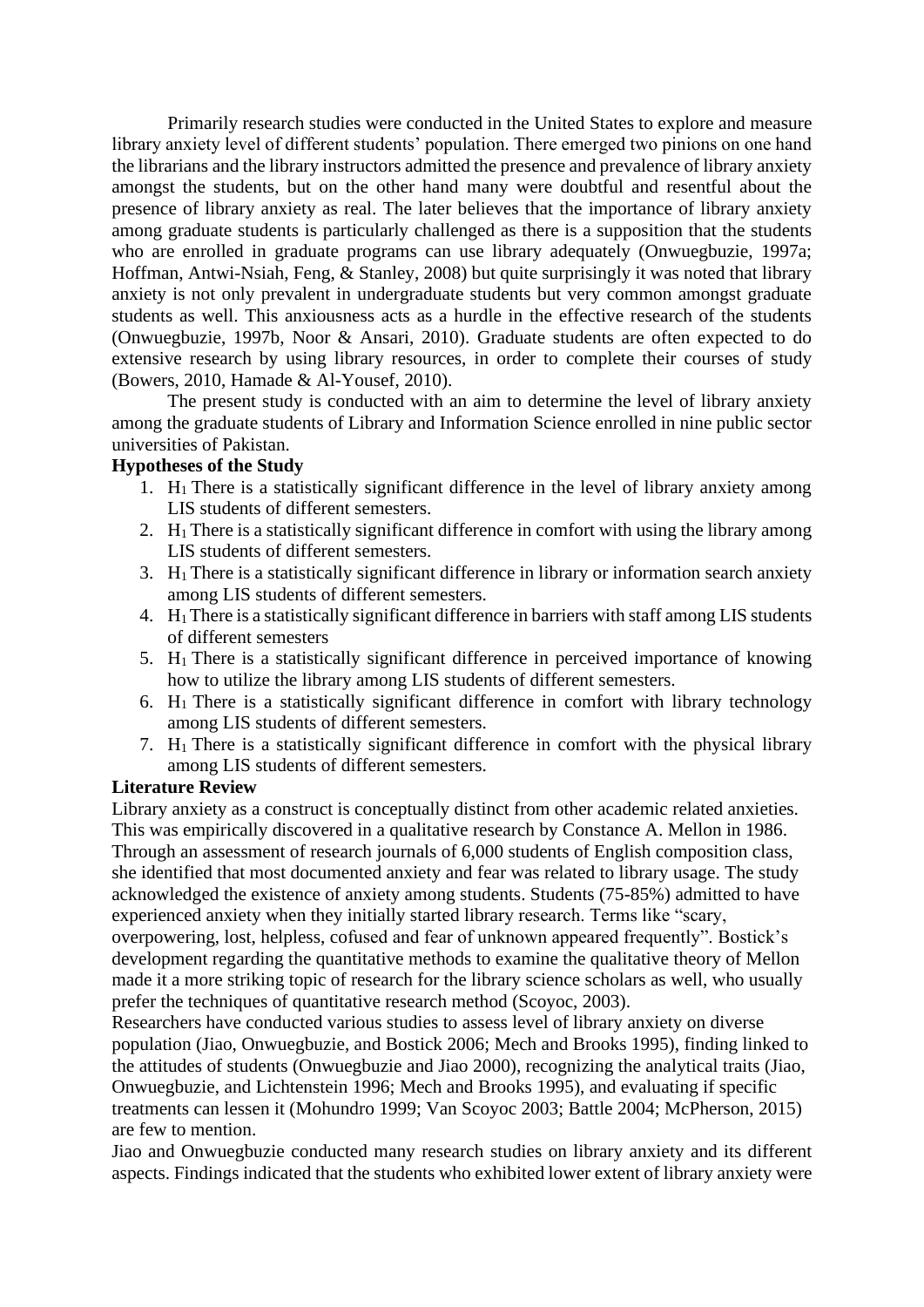Primarily research studies were conducted in the United States to explore and measure library anxiety level of different students' population. There emerged two pinions on one hand the librarians and the library instructors admitted the presence and prevalence of library anxiety amongst the students, but on the other hand many were doubtful and resentful about the presence of library anxiety as real. The later believes that the importance of library anxiety among graduate students is particularly challenged as there is a supposition that the students who are enrolled in graduate programs can use library adequately (Onwuegbuzie, 1997a; Hoffman, Antwi-Nsiah, Feng, & Stanley, 2008) but quite surprisingly it was noted that library anxiety is not only prevalent in undergraduate students but very common amongst graduate students as well. This anxiousness acts as a hurdle in the effective research of the students (Onwuegbuzie, 1997b, Noor & Ansari, 2010). Graduate students are often expected to do extensive research by using library resources, in order to complete their courses of study (Bowers, 2010, Hamade & Al-Yousef, 2010).

The present study is conducted with an aim to determine the level of library anxiety among the graduate students of Library and Information Science enrolled in nine public sector universities of Pakistan.

**Hypotheses of the Study**

1. $H_1$ There is a statistically significant difference in the level of library anxiety among LIS students of different semesters.
2. $H_1$ There is a statistically significant difference in comfort with using the library among LIS students of different semesters.
3. $H_1$ There is a statistically significant difference in library or information search anxiety among LIS students of different semesters.
4. $H_1$ There is a statistically significant difference in barriers with staff among LIS students of different semesters
5. $H_1$ There is a statistically significant difference in perceived importance of knowing how to utilize the library among LIS students of different semesters.
6. $H_1$ There is a statistically significant difference in comfort with library technology among LIS students of different semesters.
7. $H_1$ There is a statistically significant difference in comfort with the physical library among LIS students of different semesters.

**Literature Review**

Library anxiety as a construct is conceptually distinct from other academic related anxieties. This was empirically discovered in a qualitative research by Constance A. Mellon in 1986. Through an assessment of research journals of 6,000 students of English composition class, she identified that most documented anxiety and fear was related to library usage. The study acknowledged the existence of anxiety among students. Students (75-85%) admitted to have experienced anxiety when they initially started library research. Terms like "scary, overpowering, lost, helpless, cofused and fear of unknown appeared frequently". Bostick's development regarding the quantitative methods to examine the qualitative theory of Mellon made it a more striking topic of research for the library science scholars as well, who usually prefer the techniques of quantitative research method (Scoyoc, 2003).

Researchers have conducted various studies to assess level of library anxiety on diverse population (Jiao, Onwuegbuzie, and Bostick 2006; Mech and Brooks 1995), finding linked to the attitudes of students (Onwuegbuzie and Jiao 2000), recognizing the analytical traits (Jiao, Onwuegbuzie, and Lichtenstein 1996; Mech and Brooks 1995), and evaluating if specific treatments can lessen it (Mohundro 1999; Van Scoyoc 2003; Battle 2004; McPherson, 2015) are few to mention.

Jiao and Onwuegbuzie conducted many research studies on library anxiety and its different aspects. Findings indicated that the students who exhibited lower extent of library anxiety were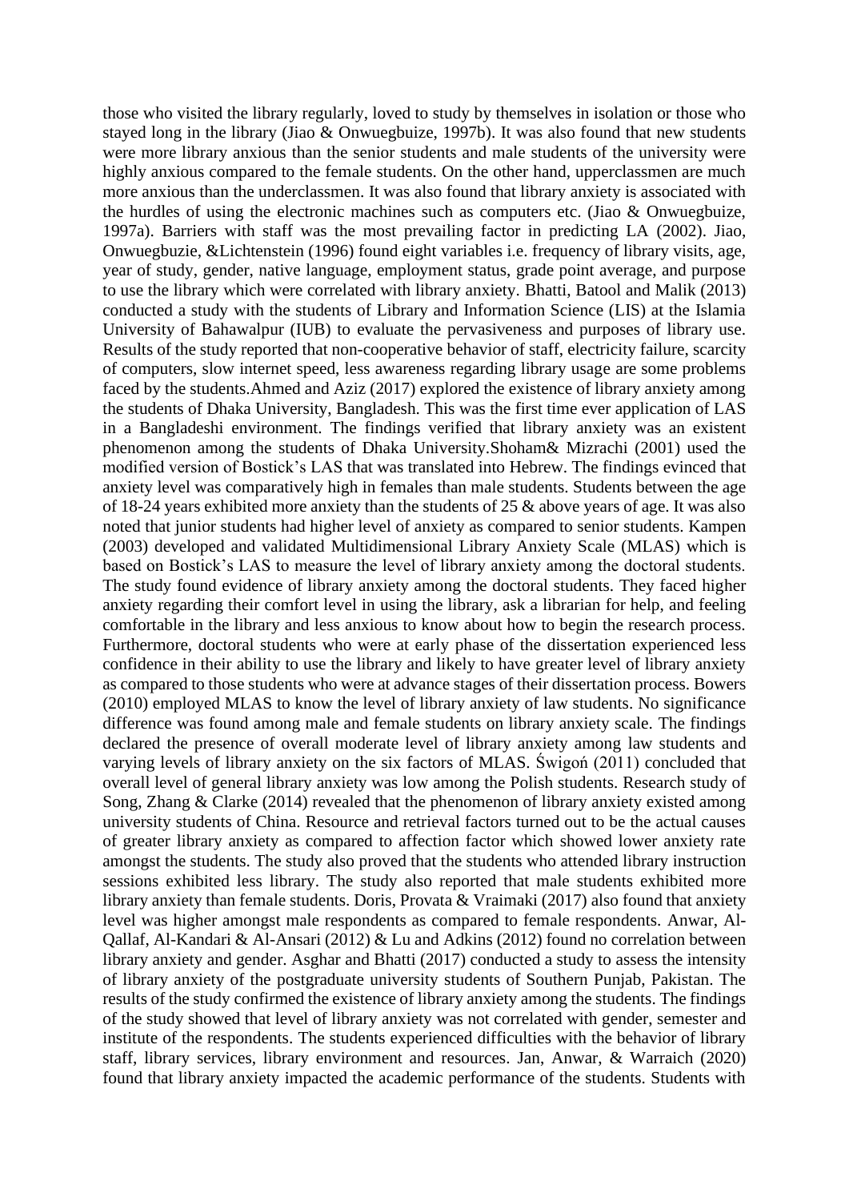those who visited the library regularly, loved to study by themselves in isolation or those who stayed long in the library (Jiao & Onwuegbuize, 1997b). It was also found that new students were more library anxious than the senior students and male students of the university were highly anxious compared to the female students. On the other hand, upperclassmen are much more anxious than the underclassmen. It was also found that library anxiety is associated with the hurdles of using the electronic machines such as computers etc. (Jiao & Onwuegbuize, 1997a). Barriers with staff was the most prevailing factor in predicting LA (2002). Jiao, Onwuegbuzie, &Lichtenstein (1996) found eight variables i.e. frequency of library visits, age, year of study, gender, native language, employment status, grade point average, and purpose to use the library which were correlated with library anxiety. Bhatti, Batool and Malik (2013) conducted a study with the students of Library and Information Science (LIS) at the Islamia University of Bahawalpur (IUB) to evaluate the pervasiveness and purposes of library use. Results of the study reported that non-cooperative behavior of staff, electricity failure, scarcity of computers, slow internet speed, less awareness regarding library usage are some problems faced by the students.Ahmed and Aziz (2017) explored the existence of library anxiety among the students of Dhaka University, Bangladesh. This was the first time ever application of LAS in a Bangladeshi environment. The findings verified that library anxiety was an existent phenomenon among the students of Dhaka University.Shoham& Mizrachi (2001) used the modified version of Bostick's LAS that was translated into Hebrew. The findings evinced that anxiety level was comparatively high in females than male students. Students between the age of 18-24 years exhibited more anxiety than the students of 25 & above years of age. It was also noted that junior students had higher level of anxiety as compared to senior students. Kampen (2003) developed and validated Multidimensional Library Anxiety Scale (MLAS) which is based on Bostick's LAS to measure the level of library anxiety among the doctoral students. The study found evidence of library anxiety among the doctoral students. They faced higher anxiety regarding their comfort level in using the library, ask a librarian for help, and feeling comfortable in the library and less anxious to know about how to begin the research process. Furthermore, doctoral students who were at early phase of the dissertation experienced less confidence in their ability to use the library and likely to have greater level of library anxiety as compared to those students who were at advance stages of their dissertation process. Bowers (2010) employed MLAS to know the level of library anxiety of law students. No significance difference was found among male and female students on library anxiety scale. The findings declared the presence of overall moderate level of library anxiety among law students and varying levels of library anxiety on the six factors of MLAS. Świgoń (2011) concluded that overall level of general library anxiety was low among the Polish students. Research study of Song, Zhang & Clarke (2014) revealed that the phenomenon of library anxiety existed among university students of China. Resource and retrieval factors turned out to be the actual causes of greater library anxiety as compared to affection factor which showed lower anxiety rate amongst the students. The study also proved that the students who attended library instruction sessions exhibited less library. The study also reported that male students exhibited more library anxiety than female students. Doris, Provata & Vraimaki (2017) also found that anxiety level was higher amongst male respondents as compared to female respondents. Anwar, Al-Qallaf, Al-Kandari & Al-Ansari (2012) & Lu and Adkins (2012) found no correlation between library anxiety and gender. Asghar and Bhatti (2017) conducted a study to assess the intensity of library anxiety of the postgraduate university students of Southern Punjab, Pakistan. The results of the study confirmed the existence of library anxiety among the students. The findings of the study showed that level of library anxiety was not correlated with gender, semester and institute of the respondents. The students experienced difficulties with the behavior of library staff, library services, library environment and resources. Jan, Anwar, & Warraich (2020) found that library anxiety impacted the academic performance of the students. Students with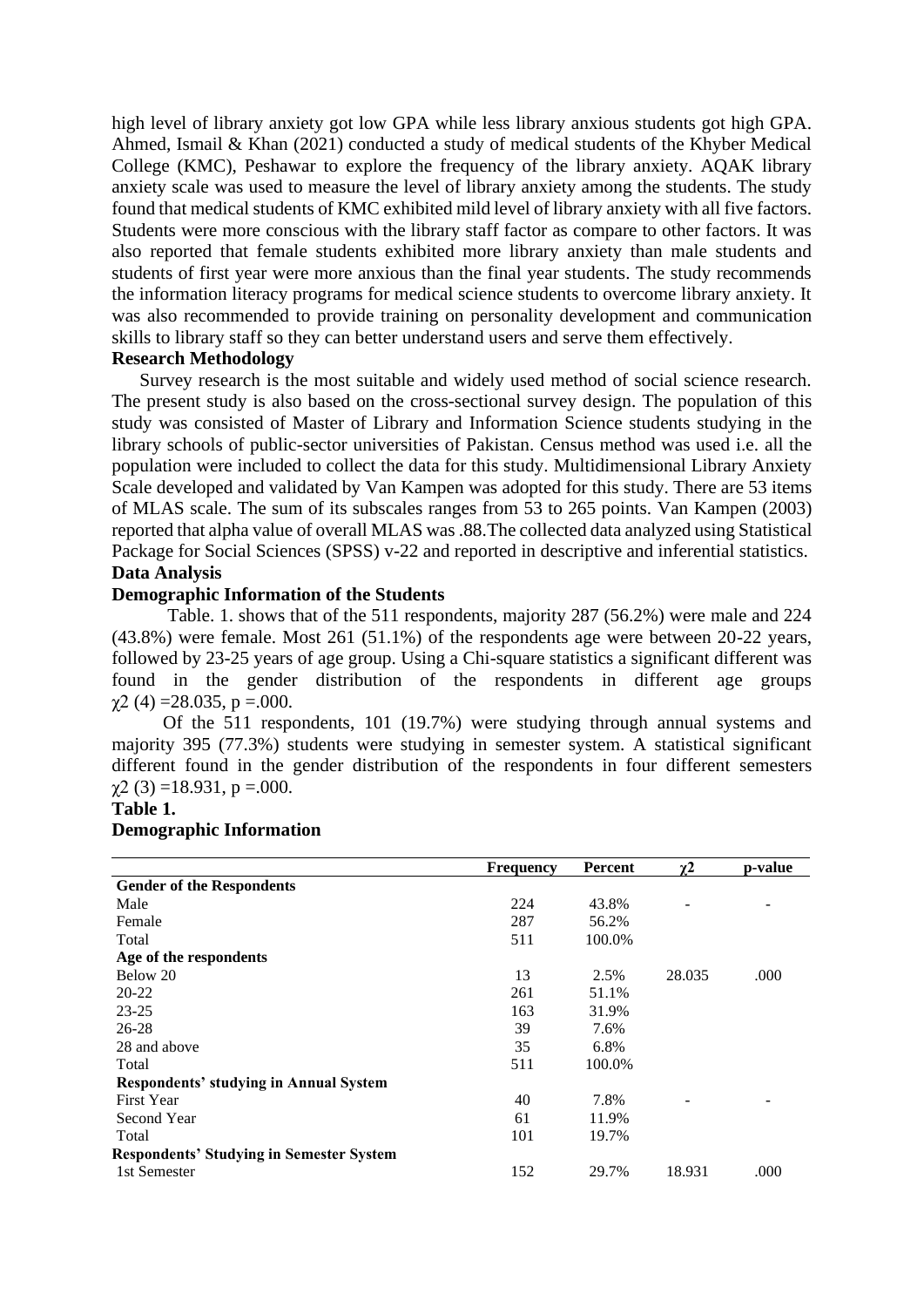high level of library anxiety got low GPA while less library anxious students got high GPA. Ahmed, Ismail & Khan (2021) conducted a study of medical students of the Khyber Medical College (KMC), Peshawar to explore the frequency of the library anxiety. AQAK library anxiety scale was used to measure the level of library anxiety among the students. The study found that medical students of KMC exhibited mild level of library anxiety with all five factors. Students were more conscious with the library staff factor as compare to other factors. It was also reported that female students exhibited more library anxiety than male students and students of first year were more anxious than the final year students. The study recommends the information literacy programs for medical science students to overcome library anxiety. It was also recommended to provide training on personality development and communication skills to library staff so they can better understand users and serve them effectively.

## Research Methodology

Survey research is the most suitable and widely used method of social science research. The present study is also based on the cross-sectional survey design. The population of this study was consisted of Master of Library and Information Science students studying in the library schools of public-sector universities of Pakistan. Census method was used i.e. all the population were included to collect the data for this study. Multidimensional Library Anxiety Scale developed and validated by Van Kampen was adopted for this study. There are 53 items of MLAS scale. The sum of its subscales ranges from 53 to 265 points. Van Kampen (2003) reported that alpha value of overall MLAS was .88.The collected data analyzed using Statistical Package for Social Sciences (SPSS) v-22 and reported in descriptive and inferential statistics.

## Data Analysis

### Demographic Information of the Students

Table. 1. shows that of the 511 respondents, majority 287 (56.2%) were male and 224 (43.8%) were female. Most 261 (51.1%) of the respondents age were between 20-22 years, followed by 23-25 years of age group. Using a Chi-square statistics a significant different was found in the gender distribution of the respondents in different age groups $\chi^2$ (4) =28.035, p =.000.

Of the 511 respondents, 101 (19.7%) were studying through annual systems and majority 395 (77.3%) students were studying in semester system. A statistical significant different found in the gender distribution of the respondents in four different semesters $\chi^2$ (3) =18.931, p =.000.

**Table 1.**

**Demographic Information**

| | Frequency | Percent | $\chi^2$ | p-value |
|---|---|---|---|---|
| **Gender of the Respondents** | | | | |
| Male | 224 | 43.8% | - | - |
| Female | 287 | 56.2% | | |
| Total | 511 | 100.0% | | |
| **Age of the respondents** | | | | |
| Below 20 | 13 | 2.5% | 28.035 | .000 |
| 20-22 | 261 | 51.1% | | |
| 23-25 | 163 | 31.9% | | |
| 26-28 | 39 | 7.6% | | |
| 28 and above | 35 | 6.8% | | |
| Total | 511 | 100.0% | | |
| **Respondents' studying in Annual System** | | | | |
| First Year | 40 | 7.8% | - | - |
| Second Year | 61 | 11.9% | | |
| Total | 101 | 19.7% | | |
| **Respondents' Studying in Semester System** | | | | |
| 1st Semester | 152 | 29.7% | 18.931 | .000 |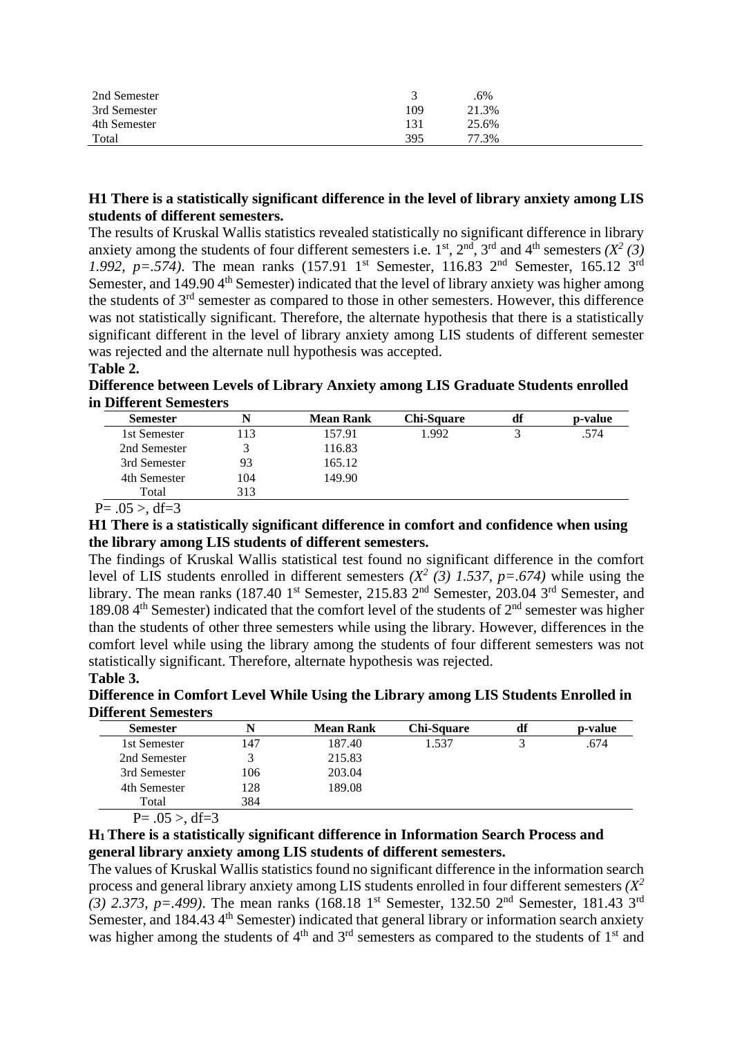| | | |
|---|---|---|
| 2nd Semester | 3 | .6% |
| 3rd Semester | 109 | 21.3% |
| 4th Semester | 131 | 25.6% |
| Total | 395 | 77.3% |

**H1 There is a statistically significant difference in the level of library anxiety among LIS students of different semesters.**

The results of Kruskal Wallis statistics revealed statistically no significant difference in library anxiety among the students of four different semesters i.e. 1st, 2nd, 3rd and 4th semesters *($X^2$ (3) 1.992, p=.574)*. The mean ranks (157.91 1st Semester, 116.83 2nd Semester, 165.12 3rd Semester, and 149.90 4th Semester) indicated that the level of library anxiety was higher among the students of 3rd semester as compared to those in other semesters. However, this difference was not statistically significant. Therefore, the alternate hypothesis that there is a statistically significant different in the level of library anxiety among LIS students of different semester was rejected and the alternate null hypothesis was accepted.

**Table 2.**

**Difference between Levels of Library Anxiety among LIS Graduate Students enrolled in Different Semesters**

| Semester | N | Mean Rank | Chi-Square | df | p-value |
|---|---|---|---|---|---|
| 1st Semester | 113 | 157.91 | 1.992 | 3 | .574 |
| 2nd Semester | 3 | 116.83 | | | |
| 3rd Semester | 93 | 165.12 | | | |
| 4th Semester | 104 | 149.90 | | | |
| Total | 313 | | | | |

P= .05 >, df=3

**H1 There is a statistically significant difference in comfort and confidence when using the library among LIS students of different semesters.**

The findings of Kruskal Wallis statistical test found no significant difference in the comfort level of LIS students enrolled in different semesters *($X^2$ (3) 1.537, p=.674)* while using the library. The mean ranks (187.40 1st Semester, 215.83 2nd Semester, 203.04 3rd Semester, and 189.08 4th Semester) indicated that the comfort level of the students of 2nd semester was higher than the students of other three semesters while using the library. However, differences in the comfort level while using the library among the students of four different semesters was not statistically significant. Therefore, alternate hypothesis was rejected.

**Table 3.**

**Difference in Comfort Level While Using the Library among LIS Students Enrolled in Different Semesters**

| Semester | N | Mean Rank | Chi-Square | df | p-value |
|---|---|---|---|---|---|
| 1st Semester | 147 | 187.40 | 1.537 | 3 | .674 |
| 2nd Semester | 3 | 215.83 | | | |
| 3rd Semester | 106 | 203.04 | | | |
| 4th Semester | 128 | 189.08 | | | |
| Total | 384 | | | | |

P= .05 >, df=3

**$H_1$ There is a statistically significant difference in Information Search Process and general library anxiety among LIS students of different semesters.**

The values of Kruskal Wallis statistics found no significant difference in the information search process and general library anxiety among LIS students enrolled in four different semesters *($X^2$ (3) 2.373, p=.499)*. The mean ranks (168.18 1st Semester, 132.50 2nd Semester, 181.43 3rd Semester, and 184.43 4th Semester) indicated that general library or information search anxiety was higher among the students of 4th and 3rd semesters as compared to the students of 1st and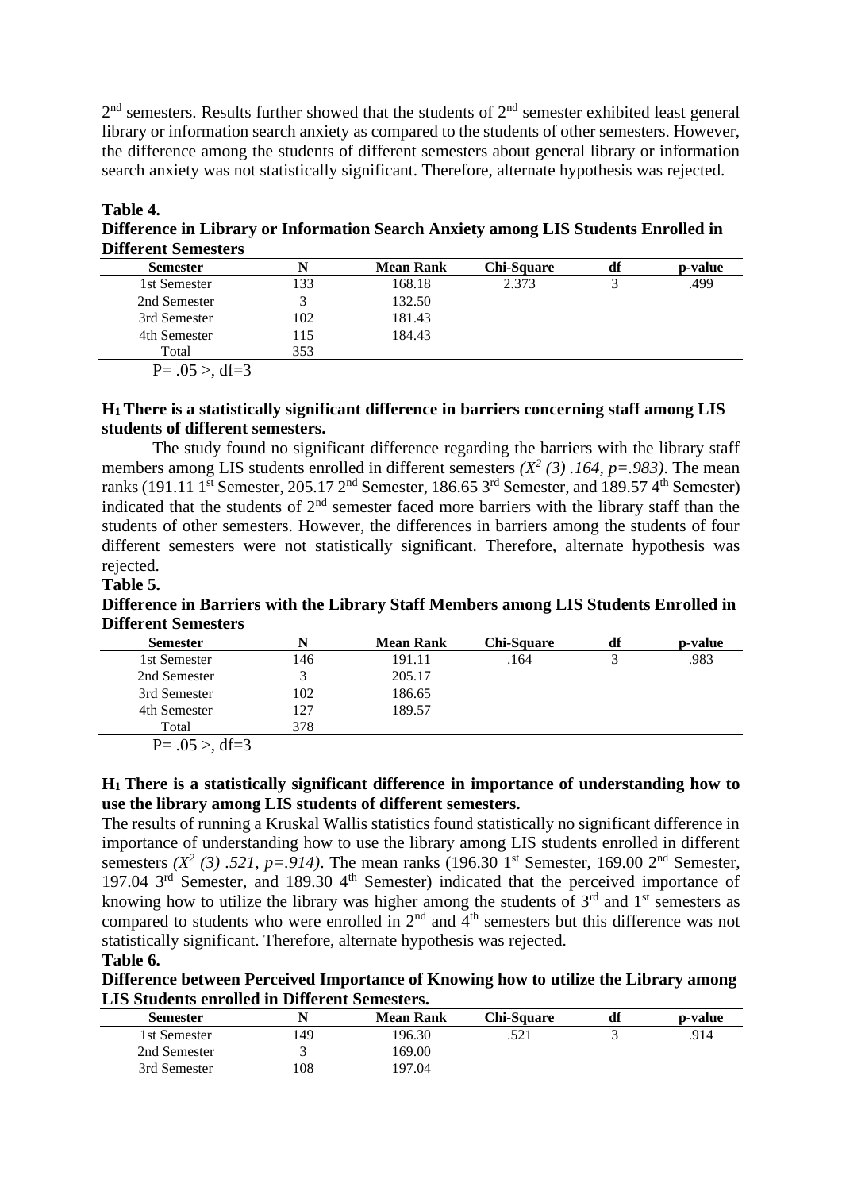$2^{nd}$ semesters. Results further showed that the students of $2^{nd}$ semester exhibited least general library or information search anxiety as compared to the students of other semesters. However, the difference among the students of different semesters about general library or information search anxiety was not statistically significant. Therefore, alternate hypothesis was rejected.

**Table 4.**
**Difference in Library or Information Search Anxiety among LIS Students Enrolled in Different Semesters**

| Semester | N | Mean Rank | Chi-Square | df | p-value |
|---|---|---|---|---|---|
| 1st Semester | 133 | 168.18 | 2.373 | 3 | .499 |
| 2nd Semester | 3 | 132.50 | | | |
| 3rd Semester | 102 | 181.43 | | | |
| 4th Semester | 115 | 184.43 | | | |
| Total | 353 | | | | |

P= .05 >, df=3

**$H_1$ There is a statistically significant difference in barriers concerning staff among LIS students of different semesters.**

The study found no significant difference regarding the barriers with the library staff members among LIS students enrolled in different semesters *($X^2$ (3) .164, p=.983)*. The mean ranks (191.11 $1^{st}$ Semester, 205.17 $2^{nd}$ Semester, 186.65 $3^{rd}$ Semester, and 189.57 $4^{th}$ Semester) indicated that the students of $2^{nd}$ semester faced more barriers with the library staff than the students of other semesters. However, the differences in barriers among the students of four different semesters were not statistically significant. Therefore, alternate hypothesis was rejected.

**Table 5.**
**Difference in Barriers with the Library Staff Members among LIS Students Enrolled in Different Semesters**

| Semester | N | Mean Rank | Chi-Square | df | p-value |
|---|---|---|---|---|---|
| 1st Semester | 146 | 191.11 | .164 | 3 | .983 |
| 2nd Semester | 3 | 205.17 | | | |
| 3rd Semester | 102 | 186.65 | | | |
| 4th Semester | 127 | 189.57 | | | |
| Total | 378 | | | | |

P= .05 >, df=3

**$H_1$ There is a statistically significant difference in importance of understanding how to use the library among LIS students of different semesters.**

The results of running a Kruskal Wallis statistics found statistically no significant difference in importance of understanding how to use the library among LIS students enrolled in different semesters *($X^2$ (3) .521, p=.914)*. The mean ranks (196.30 $1^{st}$ Semester, 169.00 $2^{nd}$ Semester, 197.04 $3^{rd}$ Semester, and 189.30 $4^{th}$ Semester) indicated that the perceived importance of knowing how to utilize the library was higher among the students of $3^{rd}$ and $1^{st}$ semesters as compared to students who were enrolled in $2^{nd}$ and $4^{th}$ semesters but this difference was not statistically significant. Therefore, alternate hypothesis was rejected.

**Table 6.**
**Difference between Perceived Importance of Knowing how to utilize the Library among LIS Students enrolled in Different Semesters.**

| Semester | N | Mean Rank | Chi-Square | df | p-value |
|---|---|---|---|---|---|
| 1st Semester | 149 | 196.30 | .521 | 3 | .914 |
| 2nd Semester | 3 | 169.00 | | | |
| 3rd Semester | 108 | 197.04 | | | |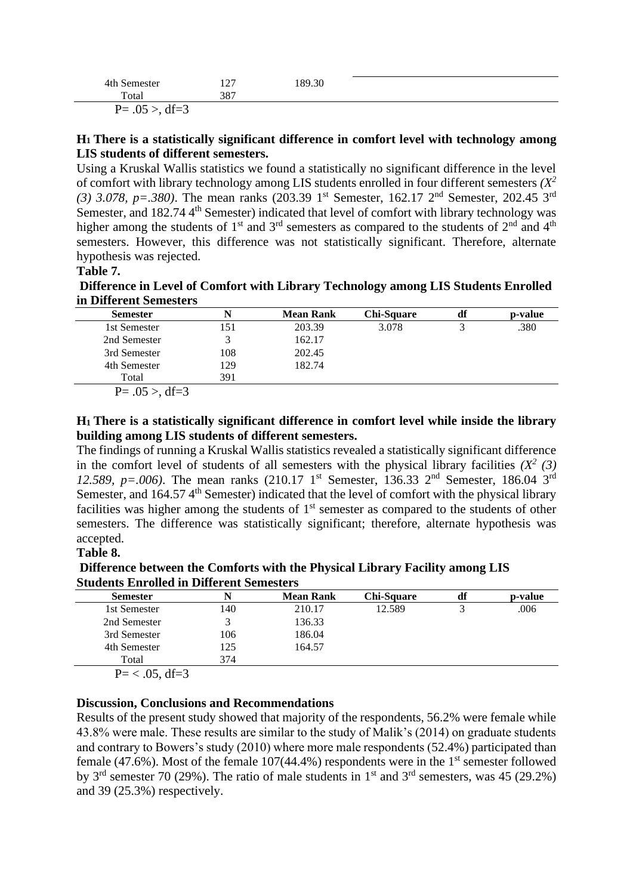| Semester | N | Mean Rank | Chi-Square | df | p-value |
|---|---|---|---|---|---|
| 4th Semester | 127 | 189.30 | | | |
| Total | 387 | | | | |

P= .05 >, df=3

**H₁ There is a statistically significant difference in comfort level with technology among LIS students of different semesters.**

Using a Kruskal Wallis statistics we found a statistically no significant difference in the level of comfort with library technology among LIS students enrolled in four different semesters *($X^2$ (3) 3.078, p=.380)*. The mean ranks (203.39 1st Semester, 162.17 2nd Semester, 202.45 3rd Semester, and 182.74 4th Semester) indicated that level of comfort with library technology was higher among the students of 1st and 3rd semesters as compared to the students of 2nd and 4th semesters. However, this difference was not statistically significant. Therefore, alternate hypothesis was rejected.

**Table 7.**

**Difference in Level of Comfort with Library Technology among LIS Students Enrolled in Different Semesters**

| Semester | N | Mean Rank | Chi-Square | df | p-value |
|---|---|---|---|---|---|
| 1st Semester | 151 | 203.39 | 3.078 | 3 | .380 |
| 2nd Semester | 3 | 162.17 | | | |
| 3rd Semester | 108 | 202.45 | | | |
| 4th Semester | 129 | 182.74 | | | |
| Total | 391 | | | | |

P= .05 >, df=3

**H₁ There is a statistically significant difference in comfort level while inside the library building among LIS students of different semesters.**

The findings of running a Kruskal Wallis statistics revealed a statistically significant difference in the comfort level of students of all semesters with the physical library facilities *($X^2$ (3) 12.589, p=.006)*. The mean ranks (210.17 1st Semester, 136.33 2nd Semester, 186.04 3rd Semester, and 164.57 4th Semester) indicated that the level of comfort with the physical library facilities was higher among the students of 1st semester as compared to the students of other semesters. The difference was statistically significant; therefore, alternate hypothesis was accepted.

**Table 8.**

**Difference between the Comforts with the Physical Library Facility among LIS Students Enrolled in Different Semesters**

| Semester | N | Mean Rank | Chi-Square | df | p-value |
|---|---|---|---|---|---|
| 1st Semester | 140 | 210.17 | 12.589 | 3 | .006 |
| 2nd Semester | 3 | 136.33 | | | |
| 3rd Semester | 106 | 186.04 | | | |
| 4th Semester | 125 | 164.57 | | | |
| Total | 374 | | | | |

P= < .05, df=3

**Discussion, Conclusions and Recommendations**

Results of the present study showed that majority of the respondents, 56.2% were female while 43.8% were male. These results are similar to the study of Malik's (2014) on graduate students and contrary to Bowers's study (2010) where more male respondents (52.4%) participated than female (47.6%). Most of the female 107(44.4%) respondents were in the 1st semester followed by 3rd semester 70 (29%). The ratio of male students in 1st and 3rd semesters, was 45 (29.2%) and 39 (25.3%) respectively.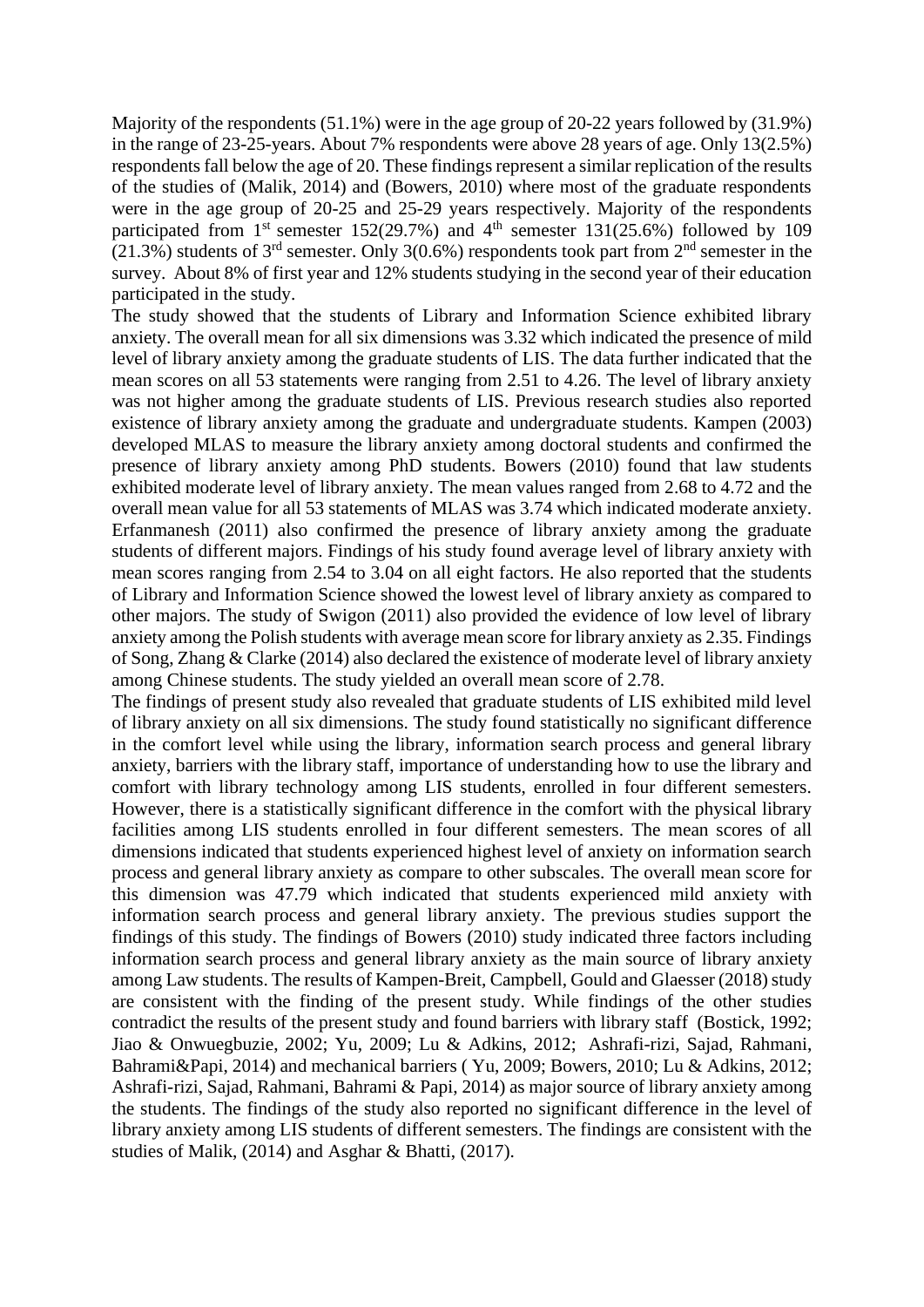Majority of the respondents (51.1%) were in the age group of 20-22 years followed by (31.9%) in the range of 23-25-years. About 7% respondents were above 28 years of age. Only 13(2.5%) respondents fall below the age of 20. These findings represent a similar replication of the results of the studies of (Malik, 2014) and (Bowers, 2010) where most of the graduate respondents were in the age group of 20-25 and 25-29 years respectively. Majority of the respondents participated from 1st semester 152(29.7%) and 4th semester 131(25.6%) followed by 109 (21.3%) students of 3rd semester. Only 3(0.6%) respondents took part from 2nd semester in the survey. About 8% of first year and 12% students studying in the second year of their education participated in the study.

The study showed that the students of Library and Information Science exhibited library anxiety. The overall mean for all six dimensions was 3.32 which indicated the presence of mild level of library anxiety among the graduate students of LIS. The data further indicated that the mean scores on all 53 statements were ranging from 2.51 to 4.26. The level of library anxiety was not higher among the graduate students of LIS. Previous research studies also reported existence of library anxiety among the graduate and undergraduate students. Kampen (2003) developed MLAS to measure the library anxiety among doctoral students and confirmed the presence of library anxiety among PhD students. Bowers (2010) found that law students exhibited moderate level of library anxiety. The mean values ranged from 2.68 to 4.72 and the overall mean value for all 53 statements of MLAS was 3.74 which indicated moderate anxiety. Erfanmanesh (2011) also confirmed the presence of library anxiety among the graduate students of different majors. Findings of his study found average level of library anxiety with mean scores ranging from 2.54 to 3.04 on all eight factors. He also reported that the students of Library and Information Science showed the lowest level of library anxiety as compared to other majors. The study of Swigon (2011) also provided the evidence of low level of library anxiety among the Polish students with average mean score for library anxiety as 2.35. Findings of Song, Zhang & Clarke (2014) also declared the existence of moderate level of library anxiety among Chinese students. The study yielded an overall mean score of 2.78.

The findings of present study also revealed that graduate students of LIS exhibited mild level of library anxiety on all six dimensions. The study found statistically no significant difference in the comfort level while using the library, information search process and general library anxiety, barriers with the library staff, importance of understanding how to use the library and comfort with library technology among LIS students, enrolled in four different semesters. However, there is a statistically significant difference in the comfort with the physical library facilities among LIS students enrolled in four different semesters. The mean scores of all dimensions indicated that students experienced highest level of anxiety on information search process and general library anxiety as compare to other subscales. The overall mean score for this dimension was 47.79 which indicated that students experienced mild anxiety with information search process and general library anxiety. The previous studies support the findings of this study. The findings of Bowers (2010) study indicated three factors including information search process and general library anxiety as the main source of library anxiety among Law students. The results of Kampen-Breit, Campbell, Gould and Glaesser (2018) study are consistent with the finding of the present study. While findings of the other studies contradict the results of the present study and found barriers with library staff (Bostick, 1992; Jiao & Onwuegbuzie, 2002; Yu, 2009; Lu & Adkins, 2012; Ashrafi-rizi, Sajad, Rahmani, Bahrami&Papi, 2014) and mechanical barriers ( Yu, 2009; Bowers, 2010; Lu & Adkins, 2012; Ashrafi-rizi, Sajad, Rahmani, Bahrami & Papi, 2014) as major source of library anxiety among the students. The findings of the study also reported no significant difference in the level of library anxiety among LIS students of different semesters. The findings are consistent with the studies of Malik, (2014) and Asghar & Bhatti, (2017).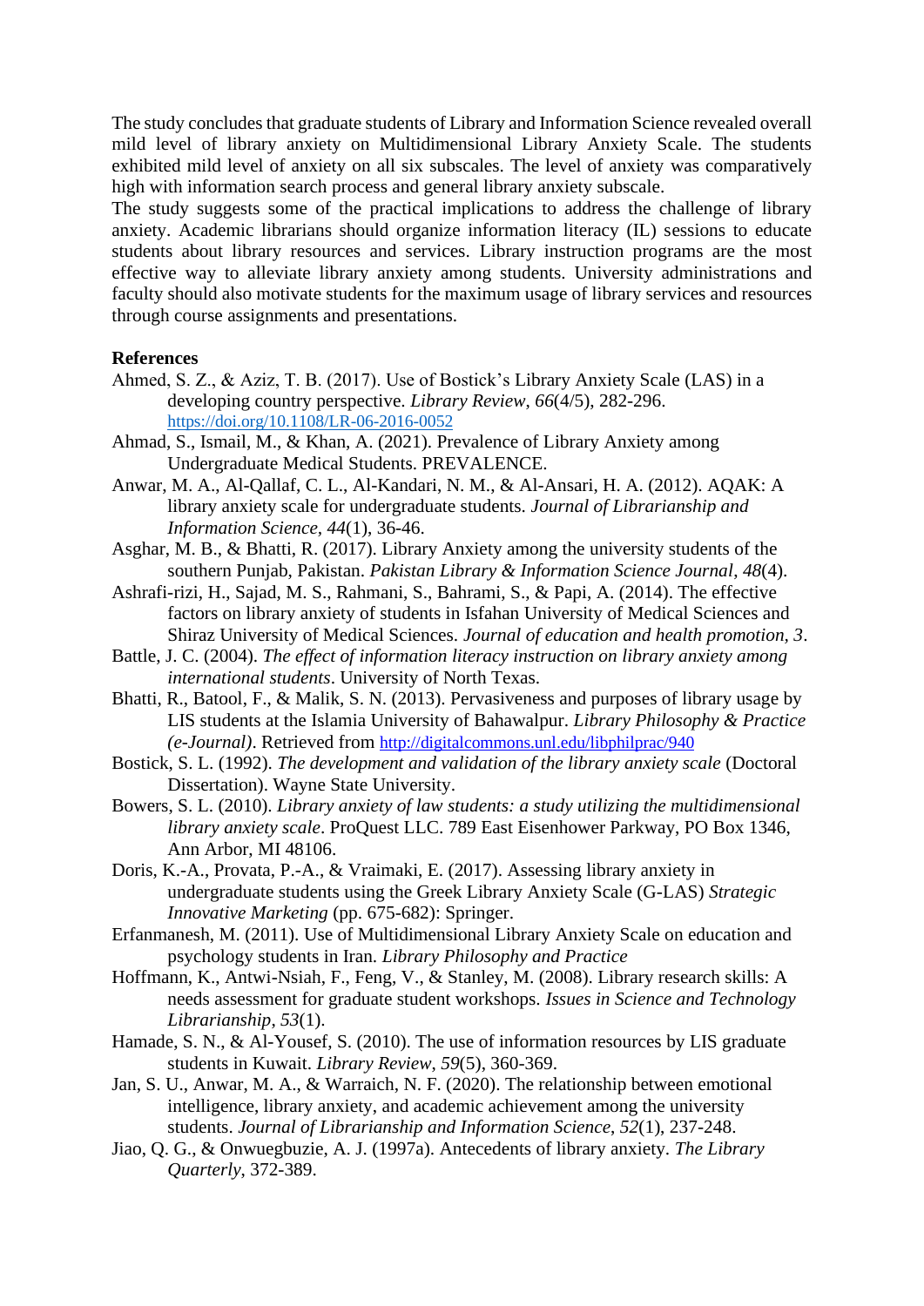The study concludes that graduate students of Library and Information Science revealed overall mild level of library anxiety on Multidimensional Library Anxiety Scale. The students exhibited mild level of anxiety on all six subscales. The level of anxiety was comparatively high with information search process and general library anxiety subscale.

The study suggests some of the practical implications to address the challenge of library anxiety. Academic librarians should organize information literacy (IL) sessions to educate students about library resources and services. Library instruction programs are the most effective way to alleviate library anxiety among students. University administrations and faculty should also motivate students for the maximum usage of library services and resources through course assignments and presentations.

**References**

Ahmed, S. Z., & Aziz, T. B. (2017). Use of Bostick's Library Anxiety Scale (LAS) in a developing country perspective. *Library Review*, *66*(4/5), 282-296. https://doi.org/10.1108/LR-06-2016-0052

Ahmad, S., Ismail, M., & Khan, A. (2021). Prevalence of Library Anxiety among Undergraduate Medical Students. PREVALENCE.

Anwar, M. A., Al-Qallaf, C. L., Al-Kandari, N. M., & Al-Ansari, H. A. (2012). AQAK: A library anxiety scale for undergraduate students. *Journal of Librarianship and Information Science*, *44*(1), 36-46.

Asghar, M. B., & Bhatti, R. (2017). Library Anxiety among the university students of the southern Punjab, Pakistan. *Pakistan Library & Information Science Journal*, *48*(4).

Ashrafi-rizi, H., Sajad, M. S., Rahmani, S., Bahrami, S., & Papi, A. (2014). The effective factors on library anxiety of students in Isfahan University of Medical Sciences and Shiraz University of Medical Sciences. *Journal of education and health promotion, 3*.

Battle, J. C. (2004). *The effect of information literacy instruction on library anxiety among international students*. University of North Texas.

Bhatti, R., Batool, F., & Malik, S. N. (2013). Pervasiveness and purposes of library usage by LIS students at the Islamia University of Bahawalpur. *Library Philosophy & Practice (e-Journal)*. Retrieved from http://digitalcommons.unl.edu/libphilprac/940

Bostick, S. L. (1992). *The development and validation of the library anxiety scale* (Doctoral Dissertation). Wayne State University.

Bowers, S. L. (2010). *Library anxiety of law students: a study utilizing the multidimensional library anxiety scale*. ProQuest LLC. 789 East Eisenhower Parkway, PO Box 1346, Ann Arbor, MI 48106.

Doris, K.-A., Provata, P.-A., & Vraimaki, E. (2017). Assessing library anxiety in undergraduate students using the Greek Library Anxiety Scale (G-LAS) *Strategic Innovative Marketing* (pp. 675-682): Springer.

Erfanmanesh, M. (2011). Use of Multidimensional Library Anxiety Scale on education and psychology students in Iran. *Library Philosophy and Practice*

Hoffmann, K., Antwi-Nsiah, F., Feng, V., & Stanley, M. (2008). Library research skills: A needs assessment for graduate student workshops. *Issues in Science and Technology Librarianship*, *53*(1).

Hamade, S. N., & Al-Yousef, S. (2010). The use of information resources by LIS graduate students in Kuwait. *Library Review*, *59*(5), 360-369.

Jan, S. U., Anwar, M. A., & Warraich, N. F. (2020). The relationship between emotional intelligence, library anxiety, and academic achievement among the university students. *Journal of Librarianship and Information Science*, *52*(1), 237-248.

Jiao, Q. G., & Onwuegbuzie, A. J. (1997a). Antecedents of library anxiety. *The Library Quarterly*, 372-389.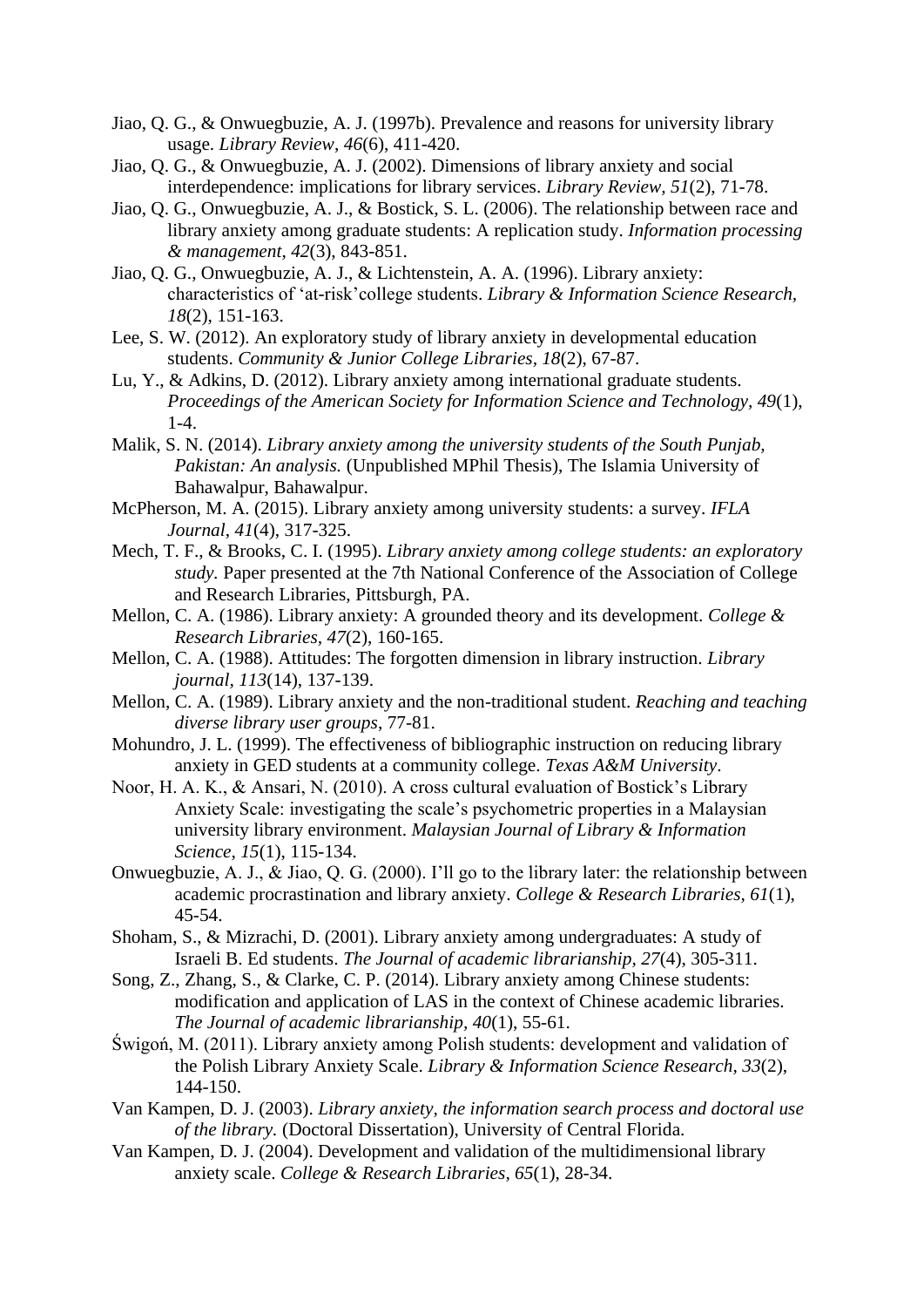Jiao, Q. G., & Onwuegbuzie, A. J. (1997b). Prevalence and reasons for university library usage. *Library Review*, *46*(6), 411-420.

Jiao, Q. G., & Onwuegbuzie, A. J. (2002). Dimensions of library anxiety and social interdependence: implications for library services. *Library Review, 51*(2), 71-78.

Jiao, Q. G., Onwuegbuzie, A. J., & Bostick, S. L. (2006). The relationship between race and library anxiety among graduate students: A replication study. *Information processing & management*, *42*(3), 843-851.

Jiao, Q. G., Onwuegbuzie, A. J., & Lichtenstein, A. A. (1996). Library anxiety: characteristics of 'at-risk'college students. *Library & Information Science Research, 18*(2), 151-163.

Lee, S. W. (2012). An exploratory study of library anxiety in developmental education students. *Community & Junior College Libraries*, *18*(2), 67-87.

Lu, Y., & Adkins, D. (2012). Library anxiety among international graduate students. *Proceedings of the American Society for Information Science and Technology, 49*(1), 1-4.

Malik, S. N. (2014). *Library anxiety among the university students of the South Punjab, Pakistan: An analysis.* (Unpublished MPhil Thesis), The Islamia University of Bahawalpur, Bahawalpur.

McPherson, M. A. (2015). Library anxiety among university students: a survey. *IFLA Journal*, *41*(4), 317-325.

Mech, T. F., & Brooks, C. I. (1995). *Library anxiety among college students: an exploratory study.* Paper presented at the 7th National Conference of the Association of College and Research Libraries, Pittsburgh, PA.

Mellon, C. A. (1986). Library anxiety: A grounded theory and its development. *College & Research Libraries, 47*(2), 160-165.

Mellon, C. A. (1988). Attitudes: The forgotten dimension in library instruction. *Library journal*, *113*(14), 137-139.

Mellon, C. A. (1989). Library anxiety and the non-traditional student. *Reaching and teaching diverse library user groups*, 77-81.

Mohundro, J. L. (1999). The effectiveness of bibliographic instruction on reducing library anxiety in GED students at a community college. *Texas A&M University*.

Noor, H. A. K., & Ansari, N. (2010). A cross cultural evaluation of Bostick's Library Anxiety Scale: investigating the scale's psychometric properties in a Malaysian university library environment. *Malaysian Journal of Library & Information Science, 15*(1), 115-134.

Onwuegbuzie, A. J., & Jiao, Q. G. (2000). I'll go to the library later: the relationship between academic procrastination and library anxiety. *College & Research Libraries, 61*(1), 45-54.

Shoham, S., & Mizrachi, D. (2001). Library anxiety among undergraduates: A study of Israeli B. Ed students. *The Journal of academic librarianship*, *27*(4), 305-311.

Song, Z., Zhang, S., & Clarke, C. P. (2014). Library anxiety among Chinese students: modification and application of LAS in the context of Chinese academic libraries. *The Journal of academic librarianship*, *40*(1), 55-61.

Świgoń, M. (2011). Library anxiety among Polish students: development and validation of the Polish Library Anxiety Scale. *Library & Information Science Research, 33*(2), 144-150.

Van Kampen, D. J. (2003). *Library anxiety, the information search process and doctoral use of the library.* (Doctoral Dissertation), University of Central Florida.

Van Kampen, D. J. (2004). Development and validation of the multidimensional library anxiety scale. *College & Research Libraries, 65*(1), 28-34.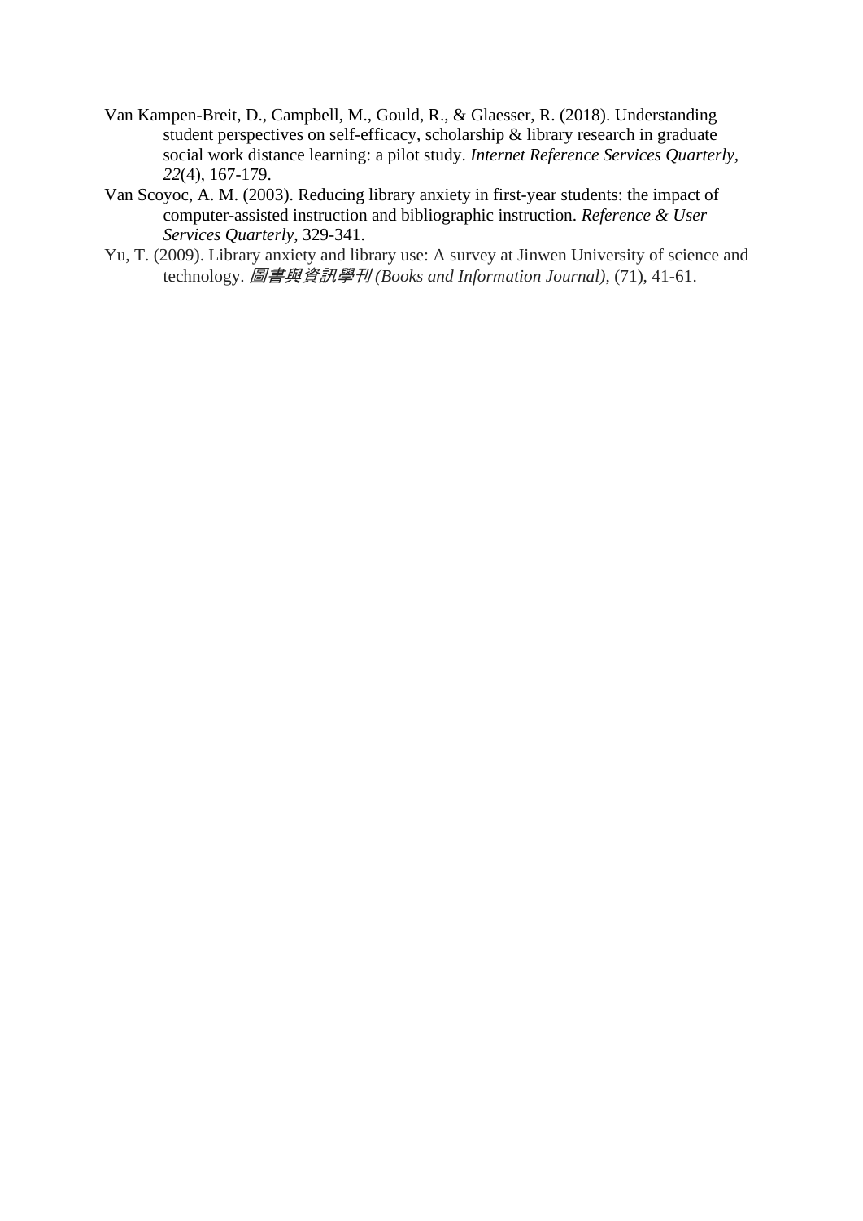Van Kampen-Breit, D., Campbell, M., Gould, R., & Glaesser, R. (2018). Understanding student perspectives on self-efficacy, scholarship & library research in graduate social work distance learning: a pilot study. *Internet Reference Services Quarterly, 22*(4), 167-179.

Van Scoyoc, A. M. (2003). Reducing library anxiety in first-year students: the impact of computer-assisted instruction and bibliographic instruction. *Reference & User Services Quarterly*, 329-341.

Yu, T. (2009). Library anxiety and library use: A survey at Jinwen University of science and technology. *圖書與資訊學刊 (Books and Information Journal)*, (71), 41-61.